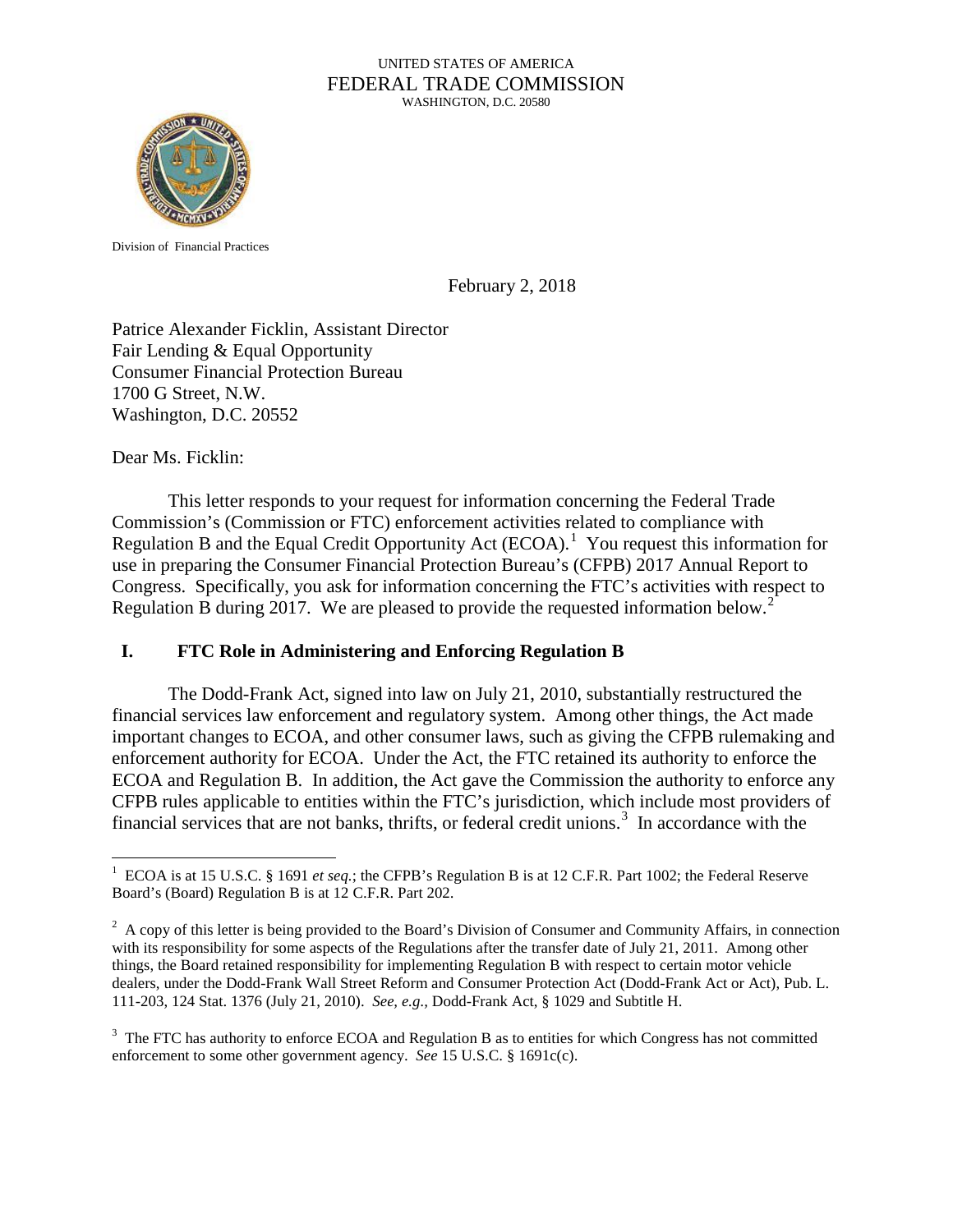UNITED STATES OF AMERICA
FEDERAL TRADE COMMISSION
WASHINGTON, D.C. 20580

Division of Financial Practices

February 2, 2018

Patrice Alexander Ficklin, Assistant Director
Fair Lending & Equal Opportunity
Consumer Financial Protection Bureau
1700 G Street, N.W.
Washington, D.C. 20552

Dear Ms. Ficklin:

This letter responds to your request for information concerning the Federal Trade Commission's (Commission or FTC) enforcement activities related to compliance with Regulation B and the Equal Credit Opportunity Act (ECOA).[1] You request this information for use in preparing the Consumer Financial Protection Bureau's (CFPB) 2017 Annual Report to Congress. Specifically, you ask for information concerning the FTC's activities with respect to Regulation B during 2017. We are pleased to provide the requested information below.[2]

## I. FTC Role in Administering and Enforcing Regulation B

The Dodd-Frank Act, signed into law on July 21, 2010, substantially restructured the financial services law enforcement and regulatory system. Among other things, the Act made important changes to ECOA, and other consumer laws, such as giving the CFPB rulemaking and enforcement authority for ECOA. Under the Act, the FTC retained its authority to enforce the ECOA and Regulation B. In addition, the Act gave the Commission the authority to enforce any CFPB rules applicable to entities within the FTC's jurisdiction, which include most providers of financial services that are not banks, thrifts, or federal credit unions.[3] In accordance with the

---

[1] ECOA is at 15 U.S.C. § 1691 *et seq.*; the CFPB's Regulation B is at 12 C.F.R. Part 1002; the Federal Reserve Board's (Board) Regulation B is at 12 C.F.R. Part 202.

[2] A copy of this letter is being provided to the Board's Division of Consumer and Community Affairs, in connection with its responsibility for some aspects of the Regulations after the transfer date of July 21, 2011. Among other things, the Board retained responsibility for implementing Regulation B with respect to certain motor vehicle dealers, under the Dodd-Frank Wall Street Reform and Consumer Protection Act (Dodd-Frank Act or Act), Pub. L. 111-203, 124 Stat. 1376 (July 21, 2010). *See, e.g.*, Dodd-Frank Act, § 1029 and Subtitle H.

[3] The FTC has authority to enforce ECOA and Regulation B as to entities for which Congress has not committed enforcement to some other government agency. *See* 15 U.S.C. § 1691c(c).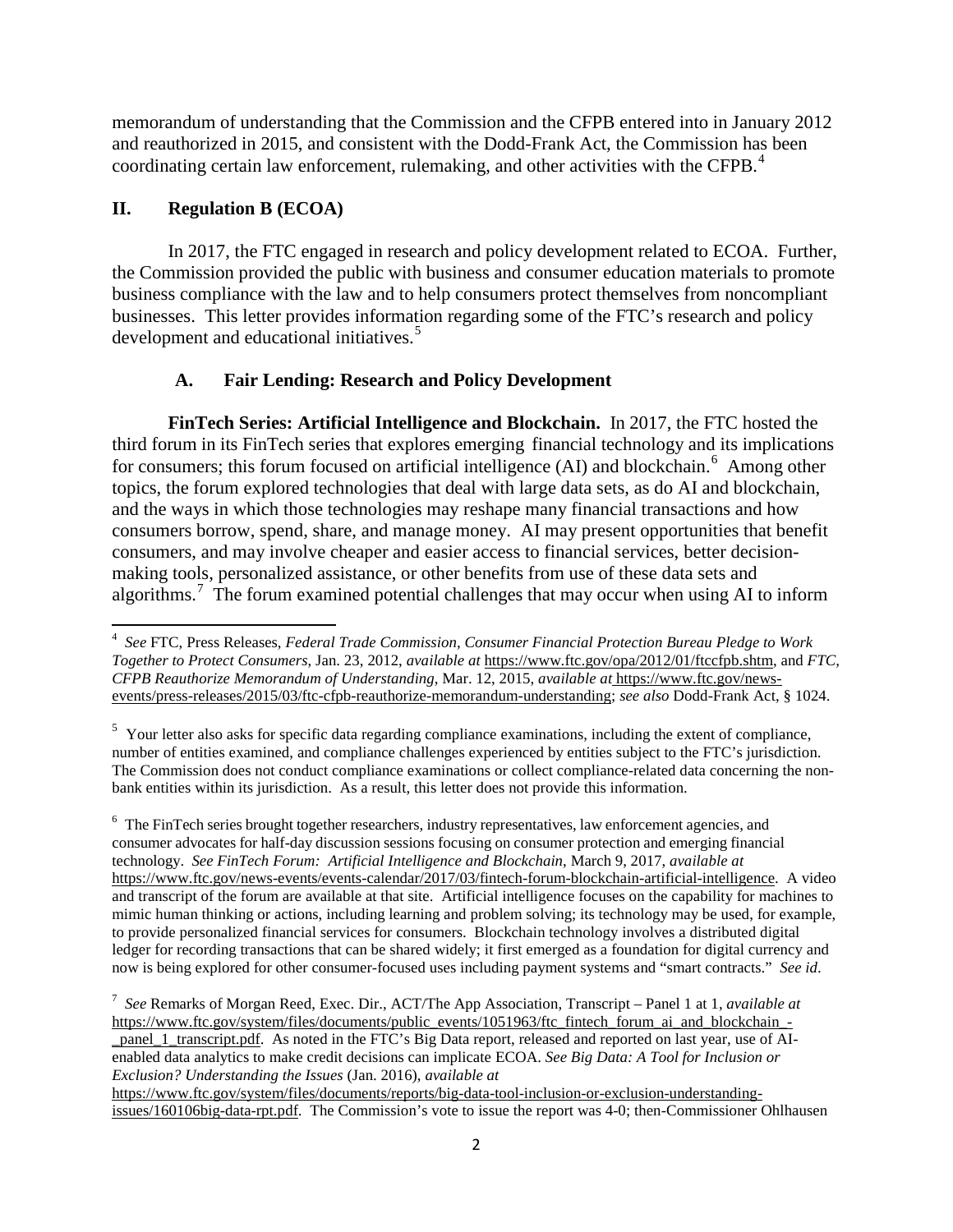memorandum of understanding that the Commission and the CFPB entered into in January 2012 and reauthorized in 2015, and consistent with the Dodd-Frank Act, the Commission has been coordinating certain law enforcement, rulemaking, and other activities with the CFPB.[4]

## II. Regulation B (ECOA)

In 2017, the FTC engaged in research and policy development related to ECOA. Further, the Commission provided the public with business and consumer education materials to promote business compliance with the law and to help consumers protect themselves from noncompliant businesses. This letter provides information regarding some of the FTC's research and policy development and educational initiatives.[5]

### A. Fair Lending: Research and Policy Development

**FinTech Series: Artificial Intelligence and Blockchain.** In 2017, the FTC hosted the third forum in its FinTech series that explores emerging financial technology and its implications for consumers; this forum focused on artificial intelligence (AI) and blockchain.[6] Among other topics, the forum explored technologies that deal with large data sets, as do AI and blockchain, and the ways in which those technologies may reshape many financial transactions and how consumers borrow, spend, share, and manage money. AI may present opportunities that benefit consumers, and may involve cheaper and easier access to financial services, better decision-making tools, personalized assistance, or other benefits from use of these data sets and algorithms.[7] The forum examined potential challenges that may occur when using AI to inform

---

[4] *See* FTC, Press Releases, *Federal Trade Commission, Consumer Financial Protection Bureau Pledge to Work Together to Protect Consumers*, Jan. 23, 2012, *available at* https://www.ftc.gov/opa/2012/01/ftccfpb.shtm, and *FTC, CFPB Reauthorize Memorandum of Understanding*, Mar. 12, 2015, *available at* https://www.ftc.gov/news-events/press-releases/2015/03/ftc-cfpb-reauthorize-memorandum-understanding; *see also* Dodd-Frank Act, § 1024.

[5] Your letter also asks for specific data regarding compliance examinations, including the extent of compliance, number of entities examined, and compliance challenges experienced by entities subject to the FTC's jurisdiction. The Commission does not conduct compliance examinations or collect compliance-related data concerning the non-bank entities within its jurisdiction. As a result, this letter does not provide this information.

[6] The FinTech series brought together researchers, industry representatives, law enforcement agencies, and consumer advocates for half-day discussion sessions focusing on consumer protection and emerging financial technology. *See FinTech Forum: Artificial Intelligence and Blockchain*, March 9, 2017, *available at* https://www.ftc.gov/news-events/events-calendar/2017/03/fintech-forum-blockchain-artificial-intelligence. A video and transcript of the forum are available at that site. Artificial intelligence focuses on the capability for machines to mimic human thinking or actions, including learning and problem solving; its technology may be used, for example, to provide personalized financial services for consumers. Blockchain technology involves a distributed digital ledger for recording transactions that can be shared widely; it first emerged as a foundation for digital currency and now is being explored for other consumer-focused uses including payment systems and "smart contracts." *See id*.

[7] *See* Remarks of Morgan Reed, Exec. Dir., ACT/The App Association, Transcript – Panel 1 at 1, *available at* https://www.ftc.gov/system/files/documents/public_events/1051963/ftc_fintech_forum_ai_and_blockchain_-_panel_1_transcript.pdf. As noted in the FTC's Big Data report, released and reported on last year, use of AI-enabled data analytics to make credit decisions can implicate ECOA. *See Big Data: A Tool for Inclusion or Exclusion? Understanding the Issues* (Jan. 2016), *available at* https://www.ftc.gov/system/files/documents/reports/big-data-tool-inclusion-or-exclusion-understanding-issues/160106big-data-rpt.pdf. The Commission's vote to issue the report was 4-0; then-Commissioner Ohlhausen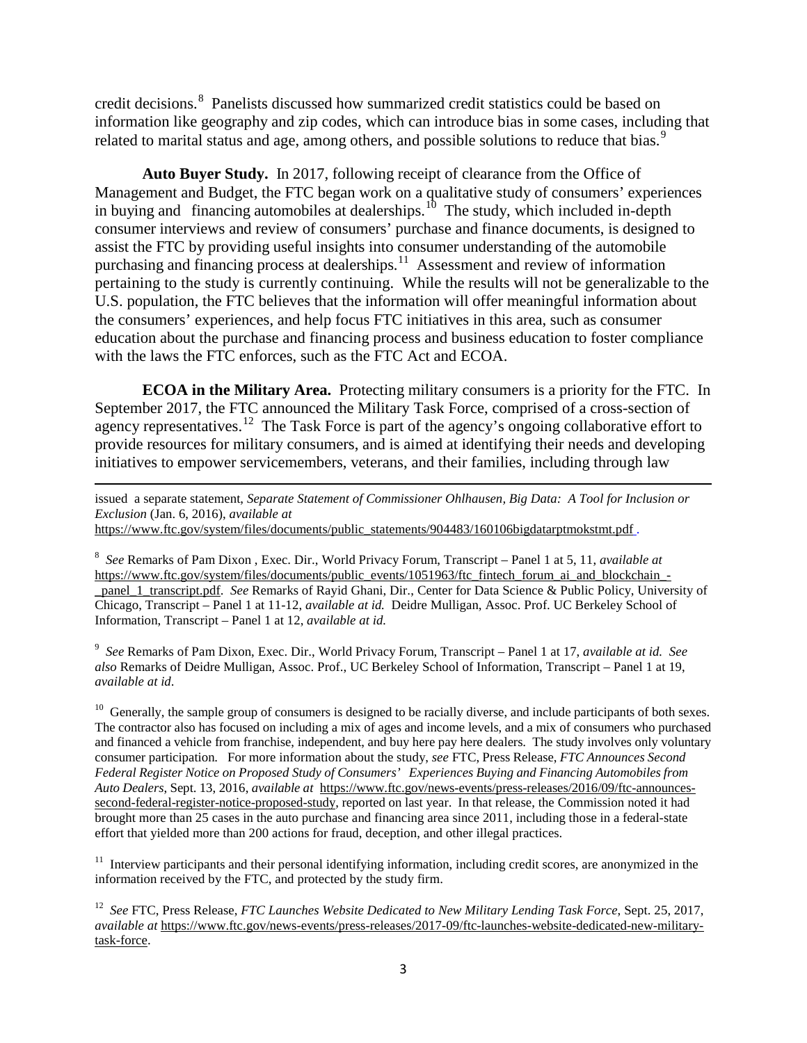credit decisions.[8] Panelists discussed how summarized credit statistics could be based on information like geography and zip codes, which can introduce bias in some cases, including that related to marital status and age, among others, and possible solutions to reduce that bias.[9]

**Auto Buyer Study.** In 2017, following receipt of clearance from the Office of Management and Budget, the FTC began work on a qualitative study of consumers' experiences in buying and financing automobiles at dealerships.[10] The study, which included in-depth consumer interviews and review of consumers' purchase and finance documents, is designed to assist the FTC by providing useful insights into consumer understanding of the automobile purchasing and financing process at dealerships.[11] Assessment and review of information pertaining to the study is currently continuing. While the results will not be generalizable to the U.S. population, the FTC believes that the information will offer meaningful information about the consumers' experiences, and help focus FTC initiatives in this area, such as consumer education about the purchase and financing process and business education to foster compliance with the laws the FTC enforces, such as the FTC Act and ECOA.

**ECOA in the Military Area.** Protecting military consumers is a priority for the FTC. In September 2017, the FTC announced the Military Task Force, comprised of a cross-section of agency representatives.[12] The Task Force is part of the agency's ongoing collaborative effort to provide resources for military consumers, and is aimed at identifying their needs and developing initiatives to empower servicemembers, veterans, and their families, including through law

---

issued a separate statement, *Separate Statement of Commissioner Ohlhausen, Big Data: A Tool for Inclusion or Exclusion* (Jan. 6, 2016), *available at* https://www.ftc.gov/system/files/documents/public_statements/904483/160106bigdatarptmokstmt.pdf .

[8] *See* Remarks of Pam Dixon , Exec. Dir., World Privacy Forum, Transcript – Panel 1 at 5, 11, *available at* https://www.ftc.gov/system/files/documents/public_events/1051963/ftc_fintech_forum_ai_and_blockchain_-_panel_1_transcript.pdf. *See* Remarks of Rayid Ghani, Dir., Center for Data Science & Public Policy, University of Chicago, Transcript – Panel 1 at 11-12, *available at id.* Deidre Mulligan, Assoc. Prof. UC Berkeley School of Information, Transcript – Panel 1 at 12, *available at id.*

[9] *See* Remarks of Pam Dixon, Exec. Dir., World Privacy Forum, Transcript – Panel 1 at 17, *available at id. See also* Remarks of Deidre Mulligan, Assoc. Prof., UC Berkeley School of Information, Transcript – Panel 1 at 19, *available at id*.

[10] Generally, the sample group of consumers is designed to be racially diverse, and include participants of both sexes. The contractor also has focused on including a mix of ages and income levels, and a mix of consumers who purchased and financed a vehicle from franchise, independent, and buy here pay here dealers. The study involves only voluntary consumer participation. For more information about the study, *see* FTC, Press Release, *FTC Announces Second Federal Register Notice on Proposed Study of Consumers' Experiences Buying and Financing Automobiles from Auto Dealers*, Sept. 13, 2016, *available at* https://www.ftc.gov/news-events/press-releases/2016/09/ftc-announces-second-federal-register-notice-proposed-study, reported on last year. In that release, the Commission noted it had brought more than 25 cases in the auto purchase and financing area since 2011, including those in a federal-state effort that yielded more than 200 actions for fraud, deception, and other illegal practices.

[11] Interview participants and their personal identifying information, including credit scores, are anonymized in the information received by the FTC, and protected by the study firm.

[12] *See* FTC, Press Release, *FTC Launches Website Dedicated to New Military Lending Task Force*, Sept. 25, 2017, *available at* https://www.ftc.gov/news-events/press-releases/2017-09/ftc-launches-website-dedicated-new-military-task-force.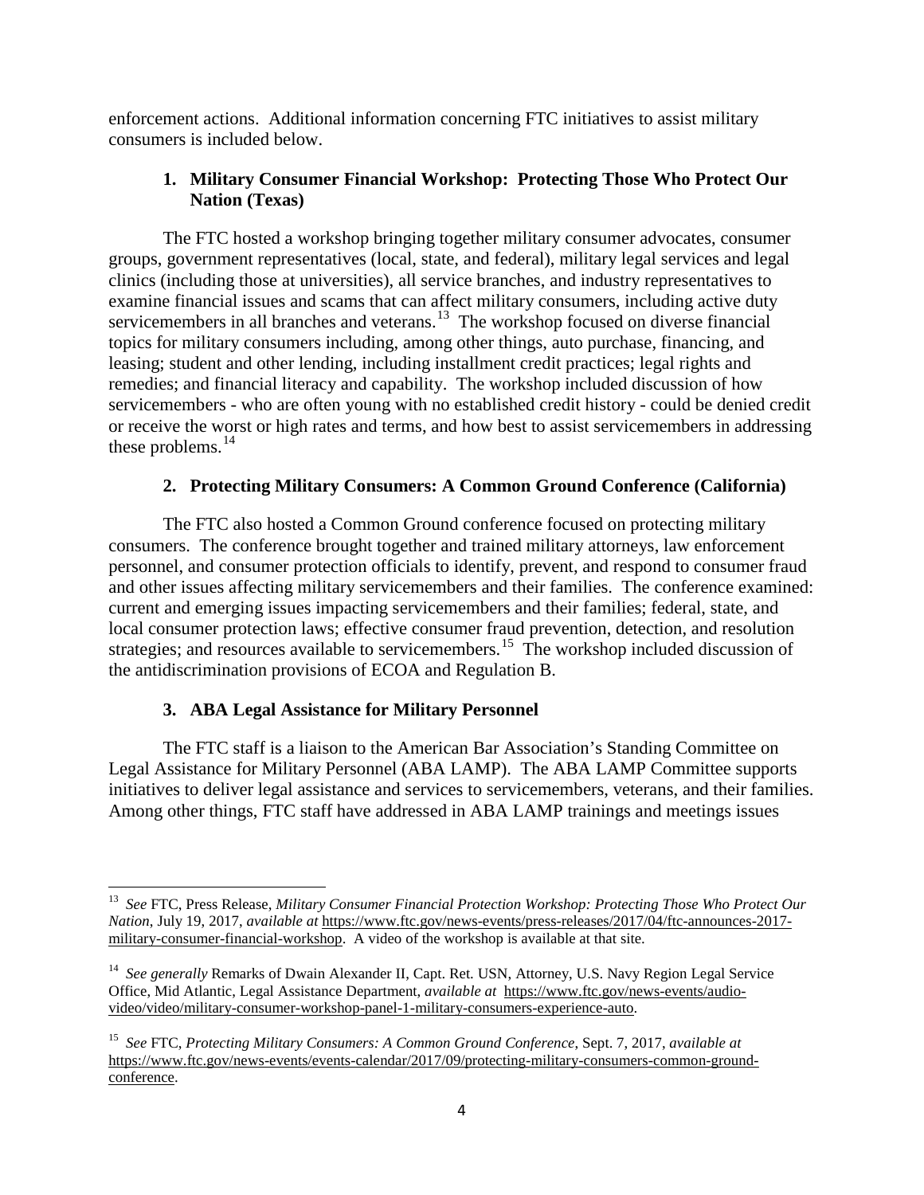enforcement actions. Additional information concerning FTC initiatives to assist military consumers is included below.

### 1. Military Consumer Financial Workshop: Protecting Those Who Protect Our Nation (Texas)

The FTC hosted a workshop bringing together military consumer advocates, consumer groups, government representatives (local, state, and federal), military legal services and legal clinics (including those at universities), all service branches, and industry representatives to examine financial issues and scams that can affect military consumers, including active duty servicemembers in all branches and veterans.[13] The workshop focused on diverse financial topics for military consumers including, among other things, auto purchase, financing, and leasing; student and other lending, including installment credit practices; legal rights and remedies; and financial literacy and capability. The workshop included discussion of how servicemembers - who are often young with no established credit history - could be denied credit or receive the worst or high rates and terms, and how best to assist servicemembers in addressing these problems.[14]

### 2. Protecting Military Consumers: A Common Ground Conference (California)

The FTC also hosted a Common Ground conference focused on protecting military consumers. The conference brought together and trained military attorneys, law enforcement personnel, and consumer protection officials to identify, prevent, and respond to consumer fraud and other issues affecting military servicemembers and their families. The conference examined: current and emerging issues impacting servicemembers and their families; federal, state, and local consumer protection laws; effective consumer fraud prevention, detection, and resolution strategies; and resources available to servicemembers.[15] The workshop included discussion of the antidiscrimination provisions of ECOA and Regulation B.

### 3. ABA Legal Assistance for Military Personnel

The FTC staff is a liaison to the American Bar Association's Standing Committee on Legal Assistance for Military Personnel (ABA LAMP). The ABA LAMP Committee supports initiatives to deliver legal assistance and services to servicemembers, veterans, and their families. Among other things, FTC staff have addressed in ABA LAMP trainings and meetings issues

---

[13] *See* FTC, Press Release, *Military Consumer Financial Protection Workshop: Protecting Those Who Protect Our Nation*, July 19, 2017, *available at* https://www.ftc.gov/news-events/press-releases/2017/04/ftc-announces-2017-military-consumer-financial-workshop. A video of the workshop is available at that site.

[14] *See generally* Remarks of Dwain Alexander II, Capt. Ret. USN, Attorney, U.S. Navy Region Legal Service Office, Mid Atlantic, Legal Assistance Department, *available at* https://www.ftc.gov/news-events/audio-video/video/military-consumer-workshop-panel-1-military-consumers-experience-auto.

[15] *See* FTC, *Protecting Military Consumers: A Common Ground Conference*, Sept. 7, 2017, *available at* https://www.ftc.gov/news-events/events-calendar/2017/09/protecting-military-consumers-common-ground-conference.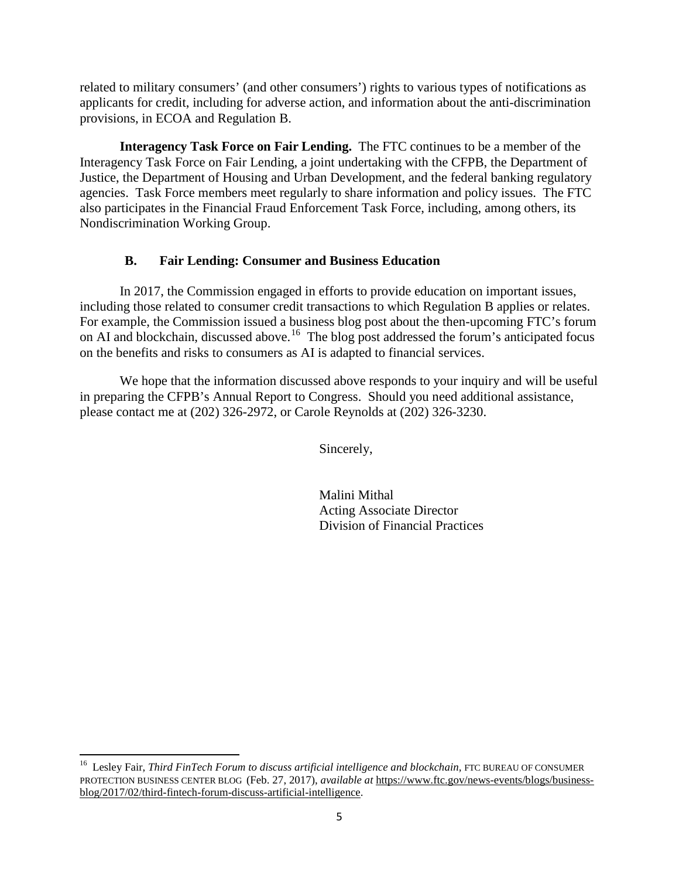related to military consumers' (and other consumers') rights to various types of notifications as applicants for credit, including for adverse action, and information about the anti-discrimination provisions, in ECOA and Regulation B.

**Interagency Task Force on Fair Lending.** The FTC continues to be a member of the Interagency Task Force on Fair Lending, a joint undertaking with the CFPB, the Department of Justice, the Department of Housing and Urban Development, and the federal banking regulatory agencies. Task Force members meet regularly to share information and policy issues. The FTC also participates in the Financial Fraud Enforcement Task Force, including, among others, its Nondiscrimination Working Group.

### B. Fair Lending: Consumer and Business Education

In 2017, the Commission engaged in efforts to provide education on important issues, including those related to consumer credit transactions to which Regulation B applies or relates. For example, the Commission issued a business blog post about the then-upcoming FTC's forum on AI and blockchain, discussed above.[16] The blog post addressed the forum's anticipated focus on the benefits and risks to consumers as AI is adapted to financial services.

We hope that the information discussed above responds to your inquiry and will be useful in preparing the CFPB's Annual Report to Congress. Should you need additional assistance, please contact me at (202) 326-2972, or Carole Reynolds at (202) 326-3230.

Sincerely,

Malini Mithal
Acting Associate Director
Division of Financial Practices

---

[16] Lesley Fair, *Third FinTech Forum to discuss artificial intelligence and blockchain*, FTC BUREAU OF CONSUMER PROTECTION BUSINESS CENTER BLOG (Feb. 27, 2017), *available at* https://www.ftc.gov/news-events/blogs/business-blog/2017/02/third-fintech-forum-discuss-artificial-intelligence.